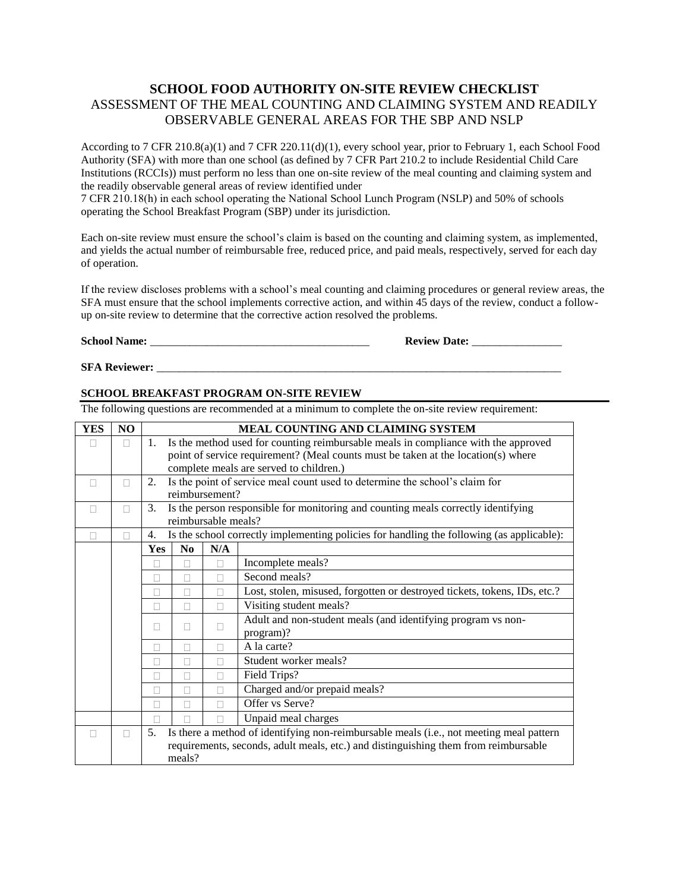# SCHOOL FOOD AUTHORITY ON-SITE REVIEW CHECKLIST

## ASSESSMENT OF THE MEAL COUNTING AND CLAIMING SYSTEM AND READILY OBSERVABLE GENERAL AREAS FOR THE SBP AND NSLP

According to 7 CFR 210.8(a)(1) and 7 CFR 220.11(d)(1), every school year, prior to February 1, each School Food Authority (SFA) with more than one school (as defined by 7 CFR Part 210.2 to include Residential Child Care Institutions (RCCIs)) must perform no less than one on-site review of the meal counting and claiming system and the readily observable general areas of review identified under 7 CFR 210.18(h) in each school operating the National School Lunch Program (NSLP) and 50% of schools operating the School Breakfast Program (SBP) under its jurisdiction.

Each on-site review must ensure the school's claim is based on the counting and claiming system, as implemented, and yields the actual number of reimbursable free, reduced price, and paid meals, respectively, served for each day of operation.

If the review discloses problems with a school's meal counting and claiming procedures or general review areas, the SFA must ensure that the school implements corrective action, and within 45 days of the review, conduct a follow-up on-site review to determine that the corrective action resolved the problems.

**School Name:** _______________________________________ **Review Date:** ________________

**SFA Reviewer:** ___________________________________________________________________________

### SCHOOL BREAKFAST PROGRAM ON-SITE REVIEW

The following questions are recommended at a minimum to complete the on-site review requirement:

| YES | NO | MEAL COUNTING AND CLAIMING SYSTEM | | | |
|---|---|---|---|---|---|
| ☐ | ☐ | 1. Is the method used for counting reimbursable meals in compliance with the approved point of service requirement? (Meal counts must be taken at the location(s) where complete meals are served to children.) | | | |
| ☐ | ☐ | 2. Is the point of service meal count used to determine the school's claim for reimbursement? | | | |
| ☐ | ☐ | 3. Is the person responsible for monitoring and counting meals correctly identifying reimbursable meals? | | | |
| ☐ | ☐ | 4. Is the school correctly implementing policies for handling the following (as applicable): | | | |
| | | **Yes** | **No** | **N/A** | |
| | | ☐ | ☐ | ☐ | Incomplete meals? |
| | | ☐ | ☐ | ☐ | Second meals? |
| | | ☐ | ☐ | ☐ | Lost, stolen, misused, forgotten or destroyed tickets, tokens, IDs, etc.? |
| | | ☐ | ☐ | ☐ | Visiting student meals? |
| | | ☐ | ☐ | ☐ | Adult and non-student meals (and identifying program vs non-program)? |
| | | ☐ | ☐ | ☐ | A la carte? |
| | | ☐ | ☐ | ☐ | Student worker meals? |
| | | ☐ | ☐ | ☐ | Field Trips? |
| | | ☐ | ☐ | ☐ | Charged and/or prepaid meals? |
| | | ☐ | ☐ | ☐ | Offer vs Serve? |
| | | ☐ | ☐ | ☐ | Unpaid meal charges |
| ☐ | ☐ | 5. Is there a method of identifying non-reimbursable meals (i.e., not meeting meal pattern requirements, seconds, adult meals, etc.) and distinguishing them from reimbursable meals? | | | |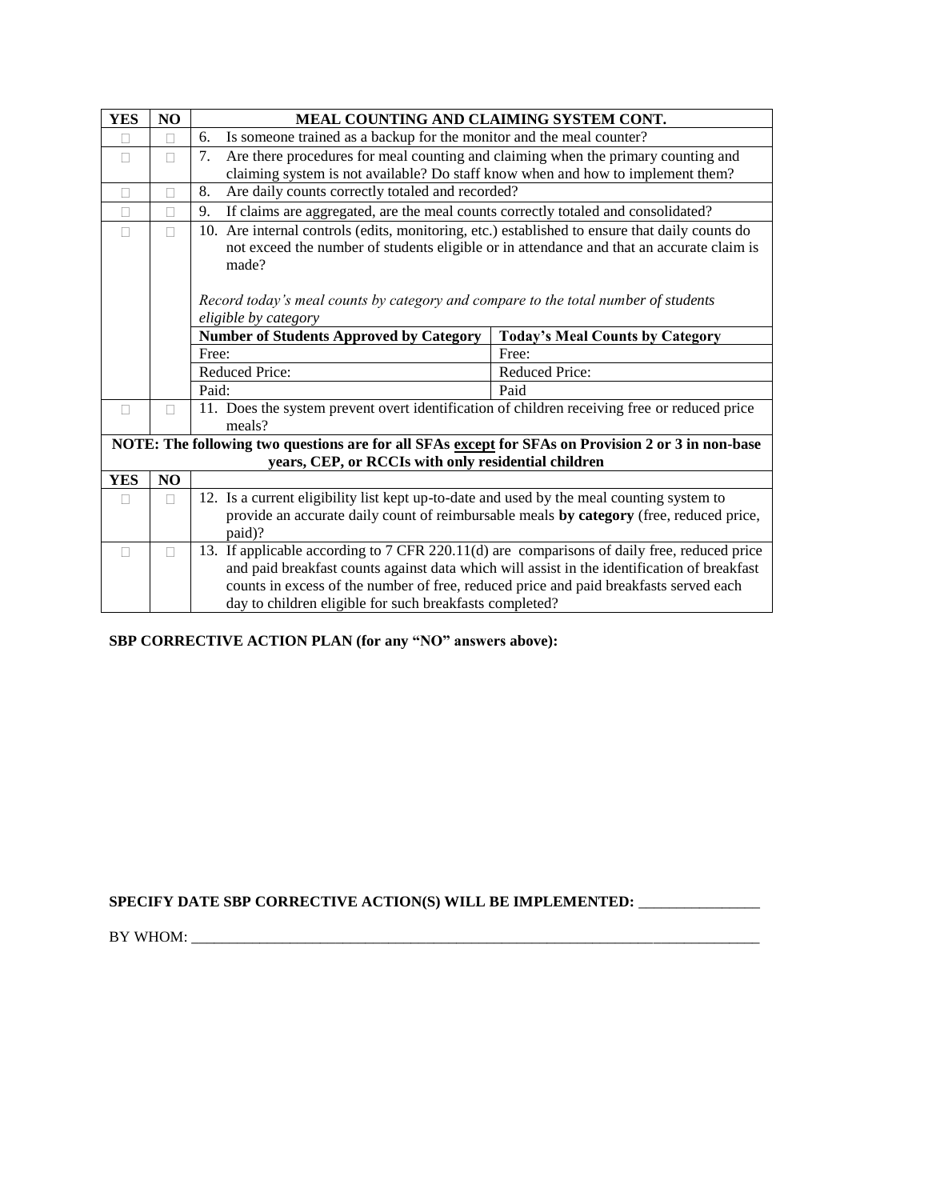| YES | NO | MEAL COUNTING AND CLAIMING SYSTEM CONT. | |
|---|---|---|---|
| ☐ | ☐ | 6. Is someone trained as a backup for the monitor and the meal counter? | |
| ☐ | ☐ | 7. Are there procedures for meal counting and claiming when the primary counting and claiming system is not available? Do staff know when and how to implement them? | |
| ☐ | ☐ | 8. Are daily counts correctly totaled and recorded? | |
| ☐ | ☐ | 9. If claims are aggregated, are the meal counts correctly totaled and consolidated? | |
| ☐ | ☐ | 10. Are internal controls (edits, monitoring, etc.) established to ensure that daily counts do not exceed the number of students eligible or in attendance and that an accurate claim is made?<br><br>*Record today's meal counts by category and compare to the total number of students eligible by category* | |
| | | **Number of Students Approved by Category** | **Today's Meal Counts by Category** |
| | | Free: | Free: |
| | | Reduced Price: | Reduced Price: |
| | | Paid: | Paid |
| ☐ | ☐ | 11. Does the system prevent overt identification of children receiving free or reduced price meals? | |

**NOTE: The following two questions are for all SFAs <u>except</u> for SFAs on Provision 2 or 3 in non-base years, CEP, or RCCIs with only residential children**

| YES | NO | |
|---|---|---|
| ☐ | ☐ | 12. Is a current eligibility list kept up-to-date and used by the meal counting system to provide an accurate daily count of reimbursable meals **by category** (free, reduced price, paid)? |
| ☐ | ☐ | 13. If applicable according to 7 CFR 220.11(d) are comparisons of daily free, reduced price and paid breakfast counts against data which will assist in the identification of breakfast counts in excess of the number of free, reduced price and paid breakfasts served each day to children eligible for such breakfasts completed? |

**SBP CORRECTIVE ACTION PLAN (for any "NO" answers above):**

**SPECIFY DATE SBP CORRECTIVE ACTION(S) WILL BE IMPLEMENTED:** ________________

BY WHOM: ________________________________________________________________________________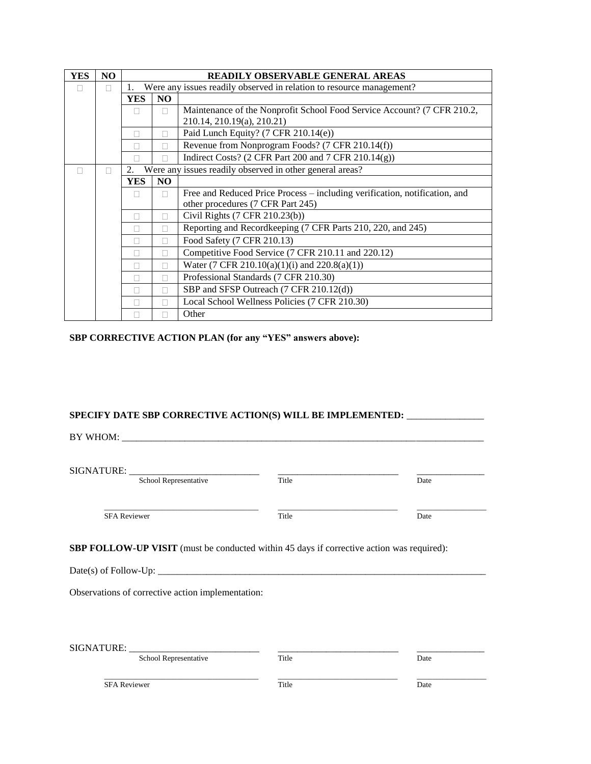| YES | NO | READILY OBSERVABLE GENERAL AREAS | | |
|---|---|---|---|---|
| ☐ | ☐ | 1. Were any issues readily observed in relation to resource management? | | |
| | | **YES** | **NO** | |
| | | ☐ | ☐ | Maintenance of the Nonprofit School Food Service Account? (7 CFR 210.2, 210.14, 210.19(a), 210.21) |
| | | ☐ | ☐ | Paid Lunch Equity? (7 CFR 210.14(e)) |
| | | ☐ | ☐ | Revenue from Nonprogram Foods? (7 CFR 210.14(f)) |
| | | ☐ | ☐ | Indirect Costs? (2 CFR Part 200 and 7 CFR 210.14(g)) |
| ☐ | ☐ | 2. Were any issues readily observed in other general areas? | | |
| | | **YES** | **NO** | |
| | | ☐ | ☐ | Free and Reduced Price Process – including verification, notification, and other procedures (7 CFR Part 245) |
| | | ☐ | ☐ | Civil Rights (7 CFR 210.23(b)) |
| | | ☐ | ☐ | Reporting and Recordkeeping (7 CFR Parts 210, 220, and 245) |
| | | ☐ | ☐ | Food Safety (7 CFR 210.13) |
| | | ☐ | ☐ | Competitive Food Service (7 CFR 210.11 and 220.12) |
| | | ☐ | ☐ | Water (7 CFR 210.10(a)(1)(i) and 220.8(a)(1)) |
| | | ☐ | ☐ | Professional Standards (7 CFR 210.30) |
| | | ☐ | ☐ | SBP and SFSP Outreach (7 CFR 210.12(d)) |
| | | ☐ | ☐ | Local School Wellness Policies (7 CFR 210.30) |
| | | ☐ | ☐ | Other |

**SBP CORRECTIVE ACTION PLAN (for any "YES" answers above):**

**SPECIFY DATE SBP CORRECTIVE ACTION(S) WILL BE IMPLEMENTED:** _______________

BY WHOM: ___________________________________________________________________________

SIGNATURE: ___________________________ ___________________________ _______________
School Representative Title Date

___________________________ ___________________________ _______________
SFA Reviewer Title Date

**SBP FOLLOW-UP VISIT** (must be conducted within 45 days if corrective action was required):

Date(s) of Follow-Up: ___________________________________________________________________

Observations of corrective action implementation:

SIGNATURE: ___________________________ ___________________________ _______________
School Representative Title Date

___________________________ ___________________________ _______________
SFA Reviewer Title Date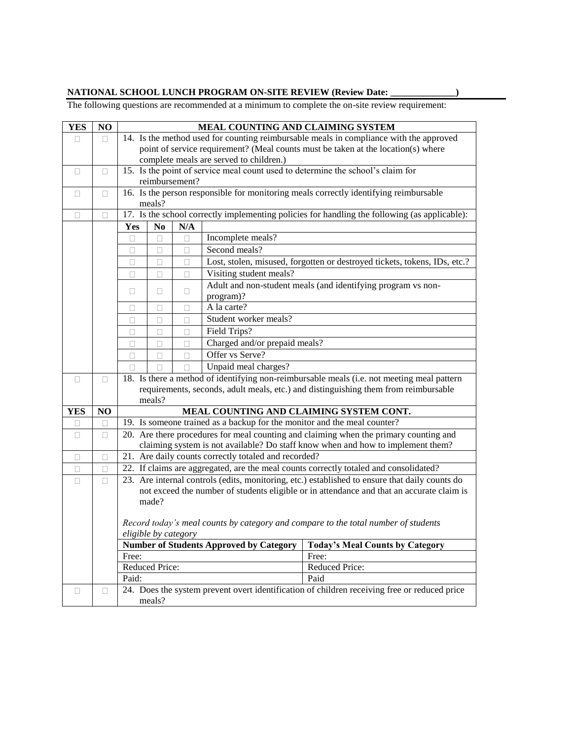**NATIONAL SCHOOL LUNCH PROGRAM ON-SITE REVIEW (Review Date: _____________)**

The following questions are recommended at a minimum to complete the on-site review requirement:

| YES | NO | MEAL COUNTING AND CLAIMING SYSTEM |
|---|---|---|
| ☐ | ☐ | 14. Is the method used for counting reimbursable meals in compliance with the approved point of service requirement? (Meal counts must be taken at the location(s) where complete meals are served to children.) |
| ☐ | ☐ | 15. Is the point of service meal count used to determine the school's claim for reimbursement? |
| ☐ | ☐ | 16. Is the person responsible for monitoring meals correctly identifying reimbursable meals? |
| ☐ | ☐ | 17. Is the school correctly implementing policies for handling the following (as applicable): |

| Yes | No | N/A | |
|---|---|---|---|
| ☐ | ☐ | ☐ | Incomplete meals? |
| ☐ | ☐ | ☐ | Second meals? |
| ☐ | ☐ | ☐ | Lost, stolen, misused, forgotten or destroyed tickets, tokens, IDs, etc.? |
| ☐ | ☐ | ☐ | Visiting student meals? |
| ☐ | ☐ | ☐ | Adult and non-student meals (and identifying program vs non-program)? |
| ☐ | ☐ | ☐ | A la carte? |
| ☐ | ☐ | ☐ | Student worker meals? |
| ☐ | ☐ | ☐ | Field Trips? |
| ☐ | ☐ | ☐ | Charged and/or prepaid meals? |
| ☐ | ☐ | ☐ | Offer vs Serve? |
| ☐ | ☐ | ☐ | Unpaid meal charges? |

| YES | NO | MEAL COUNTING AND CLAIMING SYSTEM |
|---|---|---|
| ☐ | ☐ | 18. Is there a method of identifying non-reimbursable meals (i.e. not meeting meal pattern requirements, seconds, adult meals, etc.) and distinguishing them from reimbursable meals? |

| YES | NO | MEAL COUNTING AND CLAIMING SYSTEM CONT. |
|---|---|---|
| ☐ | ☐ | 19. Is someone trained as a backup for the monitor and the meal counter? |
| ☐ | ☐ | 20. Are there procedures for meal counting and claiming when the primary counting and claiming system is not available? Do staff know when and how to implement them? |
| ☐ | ☐ | 21. Are daily counts correctly totaled and recorded? |
| ☐ | ☐ | 22. If claims are aggregated, are the meal counts correctly totaled and consolidated? |
| ☐ | ☐ | 23. Are internal controls (edits, monitoring, etc.) established to ensure that daily counts do not exceed the number of students eligible or in attendance and that an accurate claim is made?<br><br>*Record today's meal counts by category and compare to the total number of students eligible by category* |

| Number of Students Approved by Category | Today's Meal Counts by Category |
|---|---|
| Free: | Free: |
| Reduced Price: | Reduced Price: |
| Paid: | Paid |

| YES | NO | MEAL COUNTING AND CLAIMING SYSTEM CONT. |
|---|---|---|
| ☐ | ☐ | 24. Does the system prevent overt identification of children receiving free or reduced price meals? |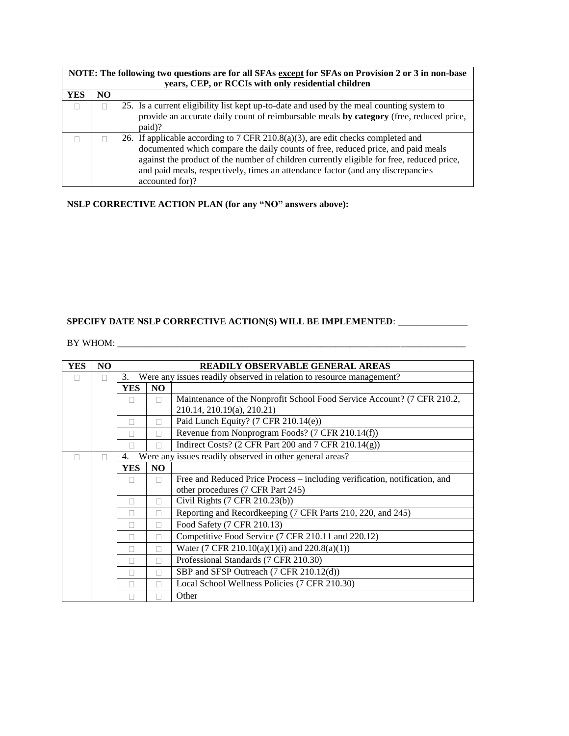| NOTE: The following two questions are for all SFAs except for SFAs on Provision 2 or 3 in non-base years, CEP, or RCCIs with only residential children | | |
|---|---|---|
| **YES** | **NO** | |
| ☐ | ☐ | 25. Is a current eligibility list kept up-to-date and used by the meal counting system to provide an accurate daily count of reimbursable meals **by category** (free, reduced price, paid)? |
| ☐ | ☐ | 26. If applicable according to 7 CFR 210.8(a)(3), are edit checks completed and documented which compare the daily counts of free, reduced price, and paid meals against the product of the number of children currently eligible for free, reduced price, and paid meals, respectively, times an attendance factor (and any discrepancies accounted for)? |

**NSLP CORRECTIVE ACTION PLAN (for any "NO" answers above):**

**SPECIFY DATE NSLP CORRECTIVE ACTION(S) WILL BE IMPLEMENTED**: _______________

BY WHOM: ____________________________________________________________________________

| YES | NO | READILY OBSERVABLE GENERAL AREAS | | |
|---|---|---|---|---|
| ☐ | ☐ | 3. Were any issues readily observed in relation to resource management? | | |
| | | **YES** | **NO** | |
| | | ☐ | ☐ | Maintenance of the Nonprofit School Food Service Account? (7 CFR 210.2, 210.14, 210.19(a), 210.21) |
| | | ☐ | ☐ | Paid Lunch Equity? (7 CFR 210.14(e)) |
| | | ☐ | ☐ | Revenue from Nonprogram Foods? (7 CFR 210.14(f)) |
| | | ☐ | ☐ | Indirect Costs? (2 CFR Part 200 and 7 CFR 210.14(g)) |
| ☐ | ☐ | 4. Were any issues readily observed in other general areas? | | |
| | | **YES** | **NO** | |
| | | ☐ | ☐ | Free and Reduced Price Process – including verification, notification, and other procedures (7 CFR Part 245) |
| | | ☐ | ☐ | Civil Rights (7 CFR 210.23(b)) |
| | | ☐ | ☐ | Reporting and Recordkeeping (7 CFR Parts 210, 220, and 245) |
| | | ☐ | ☐ | Food Safety (7 CFR 210.13) |
| | | ☐ | ☐ | Competitive Food Service (7 CFR 210.11 and 220.12) |
| | | ☐ | ☐ | Water (7 CFR 210.10(a)(1)(i) and 220.8(a)(1)) |
| | | ☐ | ☐ | Professional Standards (7 CFR 210.30) |
| | | ☐ | ☐ | SBP and SFSP Outreach (7 CFR 210.12(d)) |
| | | ☐ | ☐ | Local School Wellness Policies (7 CFR 210.30) |
| | | ☐ | ☐ | Other |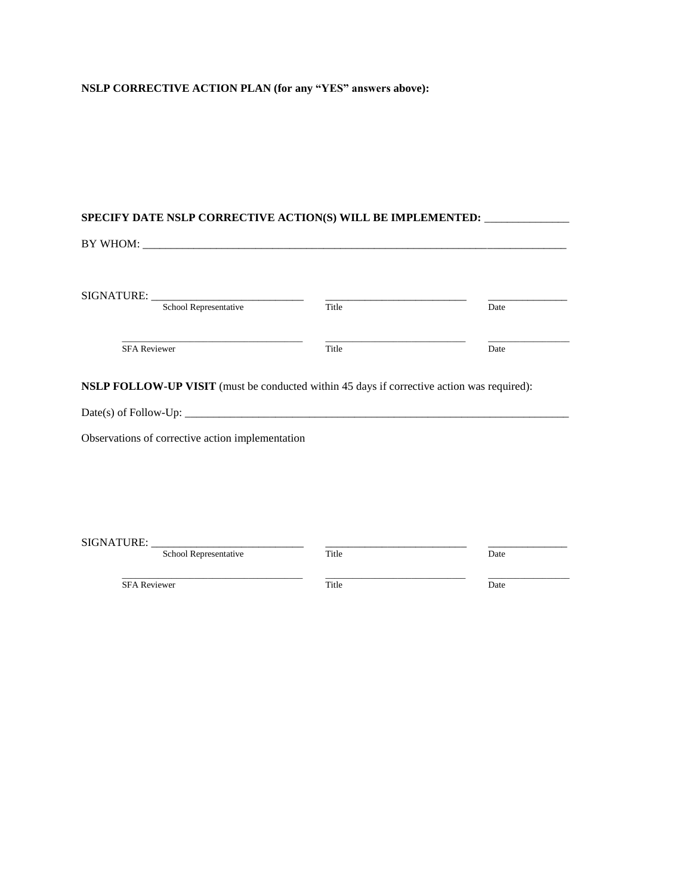**NSLP CORRECTIVE ACTION PLAN (for any “YES” answers above):**

**SPECIFY DATE NSLP CORRECTIVE ACTION(S) WILL BE IMPLEMENTED:** _______________

BY WHOM: ___________________________________________________________________________

SIGNATURE: ____________________________ ___________________________ _______________

School Representative Title Date

____________________________________ ___________________________ _______________

SFA Reviewer Title Date

**NSLP FOLLOW-UP VISIT** (must be conducted within 45 days if corrective action was required):

Date(s) of Follow-Up: ________________________________________________________________________

Observations of corrective action implementation

SIGNATURE: ____________________________ ___________________________ _______________

School Representative Title Date

____________________________________ ___________________________ _______________

SFA Reviewer Title Date